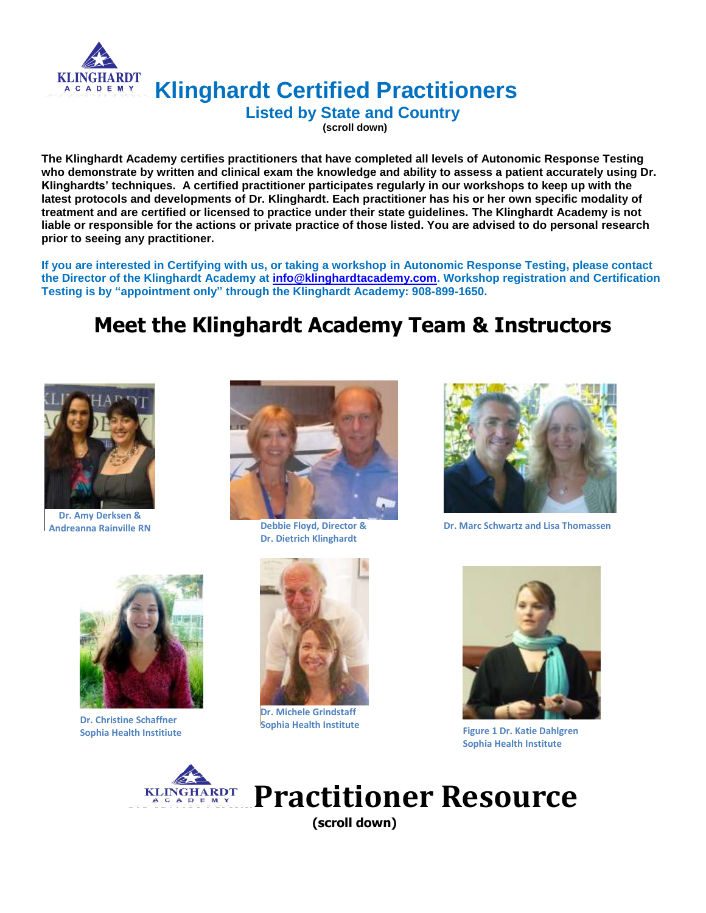# Klinghardt Certified Practitioners

## Listed by State and Country

(scroll down)

**The Klinghardt Academy certifies practitioners that have completed all levels of Autonomic Response Testing who demonstrate by written and clinical exam the knowledge and ability to assess a patient accurately using Dr. Klinghardts' techniques. A certified practitioner participates regularly in our workshops to keep up with the latest protocols and developments of Dr. Klinghardt. Each practitioner has his or her own specific modality of treatment and are certified or licensed to practice under their state guidelines. The Klinghardt Academy is not liable or responsible for the actions or private practice of those listed. You are advised to do personal research prior to seeing any practitioner.**

**If you are interested in Certifying with us, or taking a workshop in Autonomic Response Testing, please contact the Director of the Klinghardt Academy at info@klinghardtacademy.com. Workshop registration and Certification Testing is by "appointment only" through the Klinghardt Academy: 908-899-1650.**

## Meet the Klinghardt Academy Team & Instructors

Dr. Amy Derksen & Andreanna Rainville RN

Debbie Floyd, Director & Dr. Dietrich Klinghardt

Dr. Marc Schwartz and Lisa Thomassen

Dr. Christine Schaffner Sophia Health Instiitute

Dr. Michele Grindstaff Sophia Health Institute

Figure 1 Dr. Katie Dahlgren Sophia Health Institute

# Practitioner Resource

**(scroll down)**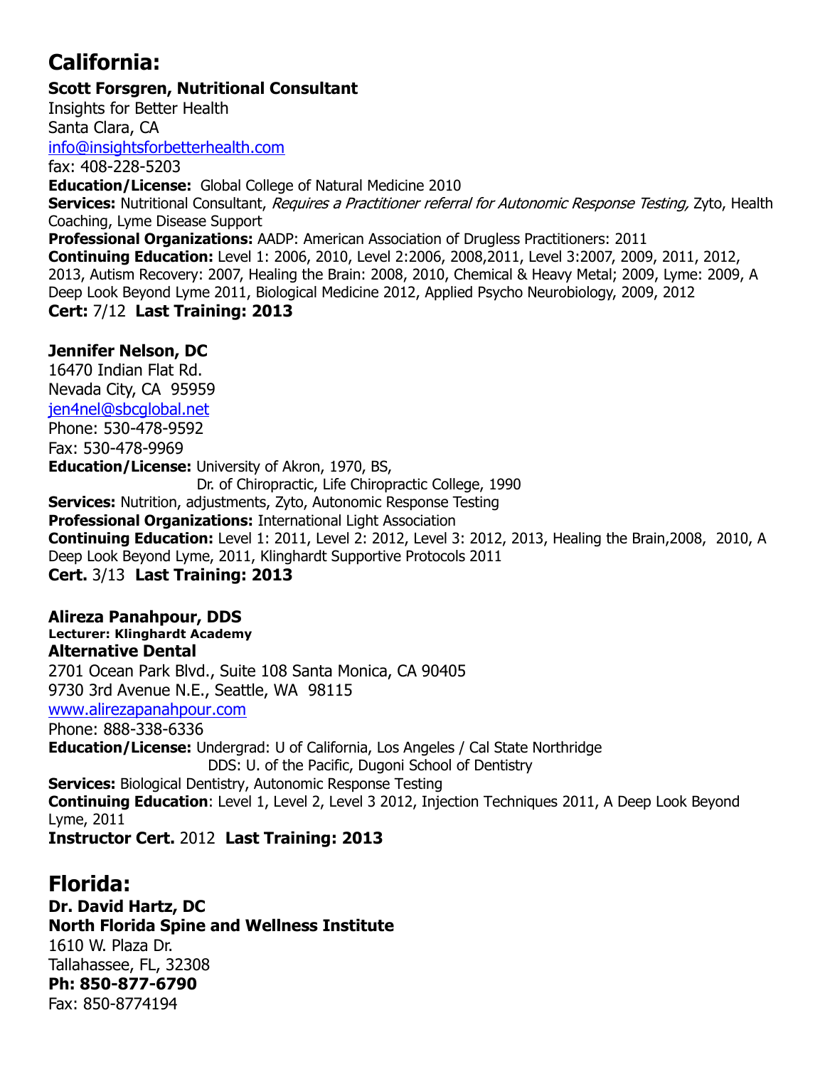## California:

**Scott Forsgren, Nutritional Consultant**
Insights for Better Health
Santa Clara, CA
info@insightsforbetterhealth.com
fax: 408-228-5203
**Education/License:** Global College of Natural Medicine 2010
**Services:** Nutritional Consultant, *Requires a Practitioner referral for Autonomic Response Testing,* Zyto, Health Coaching, Lyme Disease Support
**Professional Organizations:** AADP: American Association of Drugless Practitioners: 2011
**Continuing Education:** Level 1: 2006, 2010, Level 2:2006, 2008,2011, Level 3:2007, 2009, 2011, 2012, 2013, Autism Recovery: 2007, Healing the Brain: 2008, 2010, Chemical & Heavy Metal; 2009, Lyme: 2009, A Deep Look Beyond Lyme 2011, Biological Medicine 2012, Applied Psycho Neurobiology, 2009, 2012
**Cert:** 7/12 **Last Training: 2013**

**Jennifer Nelson, DC**
16470 Indian Flat Rd.
Nevada City, CA 95959
jen4nel@sbcglobal.net
Phone: 530-478-9592
Fax: 530-478-9969
**Education/License:** University of Akron, 1970, BS,
Dr. of Chiropractic, Life Chiropractic College, 1990
**Services:** Nutrition, adjustments, Zyto, Autonomic Response Testing
**Professional Organizations:** International Light Association
**Continuing Education:** Level 1: 2011, Level 2: 2012, Level 3: 2012, 2013, Healing the Brain,2008, 2010, A Deep Look Beyond Lyme, 2011, Klinghardt Supportive Protocols 2011
**Cert.** 3/13 **Last Training: 2013**

**Alireza Panahpour, DDS**
**Lecturer: Klinghardt Academy**
**Alternative Dental**
2701 Ocean Park Blvd., Suite 108 Santa Monica, CA 90405
9730 3rd Avenue N.E., Seattle, WA 98115
www.alirezapanahpour.com
Phone: 888-338-6336
**Education/License:** Undergrad: U of California, Los Angeles / Cal State Northridge
DDS: U. of the Pacific, Dugoni School of Dentistry
**Services:** Biological Dentistry, Autonomic Response Testing
**Continuing Education**: Level 1, Level 2, Level 3 2012, Injection Techniques 2011, A Deep Look Beyond Lyme, 2011
**Instructor Cert.** 2012 **Last Training: 2013**

## Florida:

**Dr. David Hartz, DC**
**North Florida Spine and Wellness Institute**
1610 W. Plaza Dr.
Tallahassee, FL, 32308
**Ph: 850-877-6790**
Fax: 850-8774194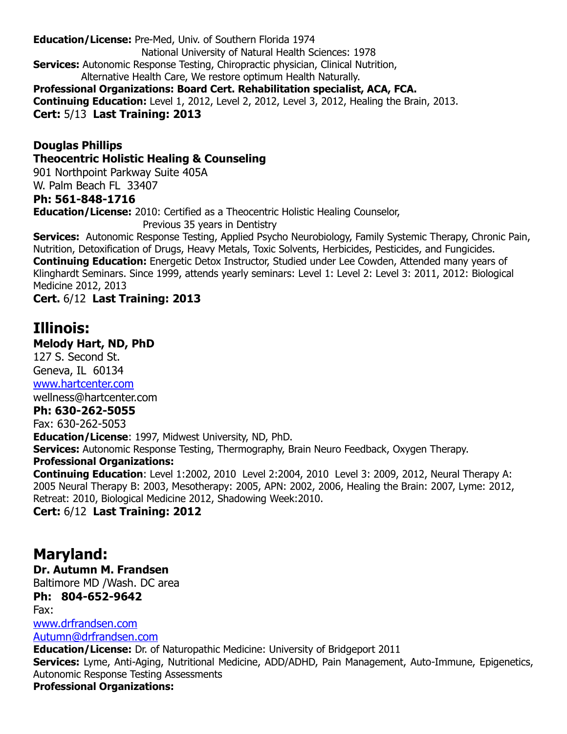**Education/License:** Pre-Med, Univ. of Southern Florida 1974
National University of Natural Health Sciences: 1978
**Services:** Autonomic Response Testing, Chiropractic physician, Clinical Nutrition,
Alternative Health Care, We restore optimum Health Naturally.
**Professional Organizations: Board Cert. Rehabilitation specialist, ACA, FCA.**
**Continuing Education:** Level 1, 2012, Level 2, 2012, Level 3, 2012, Healing the Brain, 2013.
**Cert:** 5/13 **Last Training: 2013**

**Douglas Phillips**
**Theocentric Holistic Healing & Counseling**
901 Northpoint Parkway Suite 405A
W. Palm Beach FL 33407
**Ph: 561-848-1716**
**Education/License:** 2010: Certified as a Theocentric Holistic Healing Counselor,
Previous 35 years in Dentistry
**Services:** Autonomic Response Testing, Applied Psycho Neurobiology, Family Systemic Therapy, Chronic Pain, Nutrition, Detoxification of Drugs, Heavy Metals, Toxic Solvents, Herbicides, Pesticides, and Fungicides.
**Continuing Education:** Energetic Detox Instructor, Studied under Lee Cowden, Attended many years of Klinghardt Seminars. Since 1999, attends yearly seminars: Level 1: Level 2: Level 3: 2011, 2012: Biological Medicine 2012, 2013
**Cert.** 6/12 **Last Training: 2013**

## Illinois:

**Melody Hart, ND, PhD**
127 S. Second St.
Geneva, IL 60134
www.hartcenter.com
wellness@hartcenter.com
**Ph: 630-262-5055**
Fax: 630-262-5053
**Education/License**: 1997, Midwest University, ND, PhD.
**Services:** Autonomic Response Testing, Thermography, Brain Neuro Feedback, Oxygen Therapy.
**Professional Organizations:**
**Continuing Education**: Level 1:2002, 2010 Level 2:2004, 2010 Level 3: 2009, 2012, Neural Therapy A: 2005 Neural Therapy B: 2003, Mesotherapy: 2005, APN: 2002, 2006, Healing the Brain: 2007, Lyme: 2012, Retreat: 2010, Biological Medicine 2012, Shadowing Week:2010.
**Cert:** 6/12 **Last Training: 2012**

## Maryland:

**Dr. Autumn M. Frandsen**
Baltimore MD /Wash. DC area
**Ph: 804-652-9642**
Fax:
www.drfrandsen.com
Autumn@drfrandsen.com
**Education/License:** Dr. of Naturopathic Medicine: University of Bridgeport 2011
**Services:** Lyme, Anti-Aging, Nutritional Medicine, ADD/ADHD, Pain Management, Auto-Immune, Epigenetics, Autonomic Response Testing Assessments
**Professional Organizations:**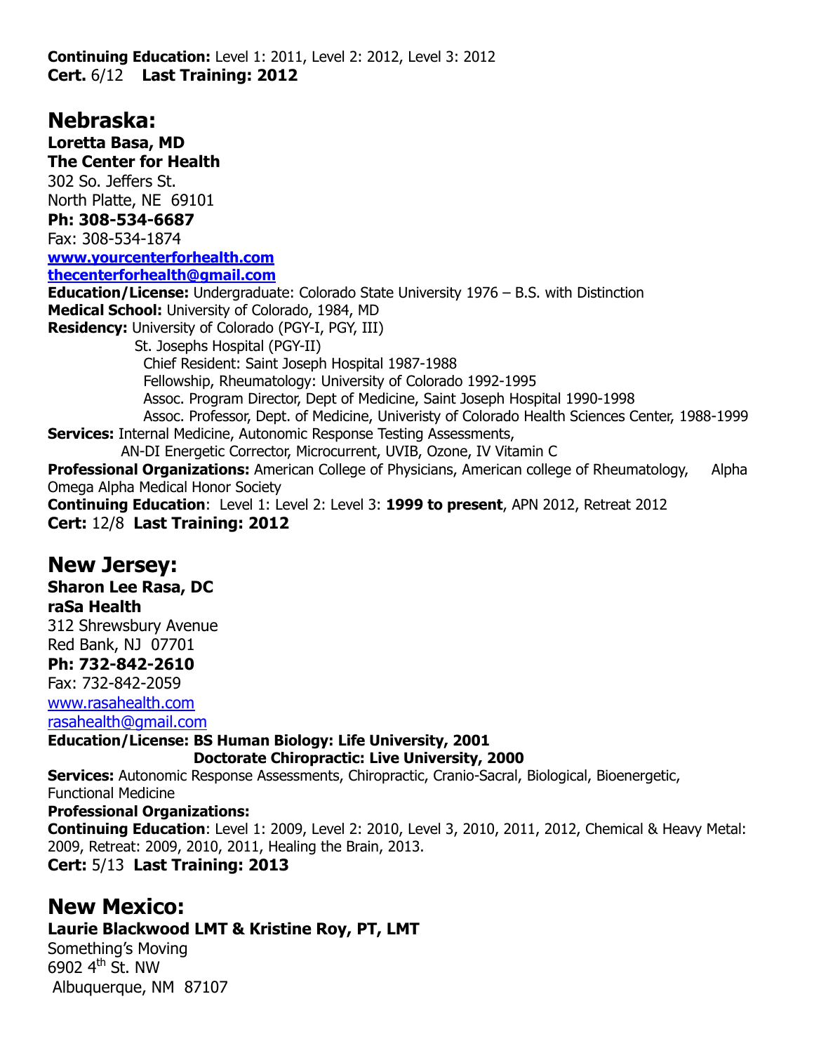**Continuing Education:** Level 1: 2011, Level 2: 2012, Level 3: 2012
**Cert.** 6/12 **Last Training: 2012**

## Nebraska:

**Loretta Basa, MD**
**The Center for Health**
302 So. Jeffers St.
North Platte, NE 69101
**Ph: 308-534-6687**
Fax: 308-534-1874
**www.yourcenterforhealth.com**
**thecenterforhealth@gmail.com**
**Education/License:** Undergraduate: Colorado State University 1976 – B.S. with Distinction
**Medical School:** University of Colorado, 1984, MD
**Residency:** University of Colorado (PGY-I, PGY, III)
St. Josephs Hospital (PGY-II)
Chief Resident: Saint Joseph Hospital 1987-1988
Fellowship, Rheumatology: University of Colorado 1992-1995
Assoc. Program Director, Dept of Medicine, Saint Joseph Hospital 1990-1998
Assoc. Professor, Dept. of Medicine, Univeristy of Colorado Health Sciences Center, 1988-1999
**Services:** Internal Medicine, Autonomic Response Testing Assessments,
AN-DI Energetic Corrector, Microcurrent, UVIB, Ozone, IV Vitamin C
**Professional Organizations:** American College of Physicians, American college of Rheumatology, Alpha Omega Alpha Medical Honor Society
**Continuing Education**: Level 1: Level 2: Level 3: **1999 to present**, APN 2012, Retreat 2012
**Cert:** 12/8 **Last Training: 2012**

## New Jersey:

**Sharon Lee Rasa, DC**
**raSa Health**
312 Shrewsbury Avenue
Red Bank, NJ 07701
**Ph: 732-842-2610**
Fax: 732-842-2059
www.rasahealth.com
rasahealth@gmail.com
**Education/License: BS Human Biology: Life University, 2001**
**Doctorate Chiropractic: Live University, 2000**
**Services:** Autonomic Response Assessments, Chiropractic, Cranio-Sacral, Biological, Bioenergetic, Functional Medicine
**Professional Organizations:**
**Continuing Education**: Level 1: 2009, Level 2: 2010, Level 3, 2010, 2011, 2012, Chemical & Heavy Metal: 2009, Retreat: 2009, 2010, 2011, Healing the Brain, 2013.
**Cert:** 5/13 **Last Training: 2013**

## New Mexico:

**Laurie Blackwood LMT & Kristine Roy, PT, LMT**
Something's Moving
6902 4th St. NW
Albuquerque, NM 87107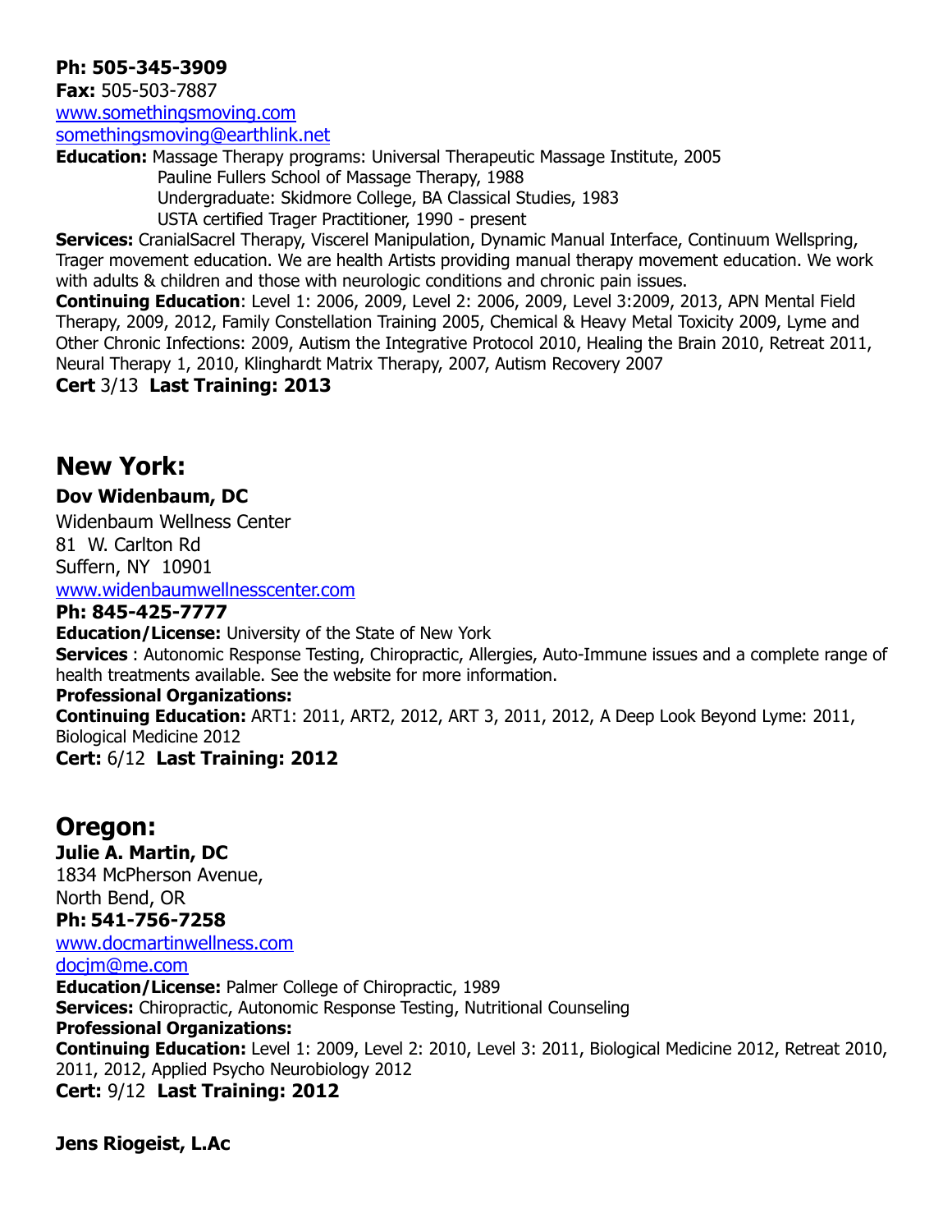**Ph: 505-345-3909**
**Fax:** 505-503-7887
www.somethingsmoving.com
somethingsmoving@earthlink.net
**Education:** Massage Therapy programs: Universal Therapeutic Massage Institute, 2005
Pauline Fullers School of Massage Therapy, 1988
Undergraduate: Skidmore College, BA Classical Studies, 1983
USTA certified Trager Practitioner, 1990 - present
**Services:** CranialSacrel Therapy, Viscerel Manipulation, Dynamic Manual Interface, Continuum Wellspring, Trager movement education. We are health Artists providing manual therapy movement education. We work with adults & children and those with neurologic conditions and chronic pain issues.
**Continuing Education**: Level 1: 2006, 2009, Level 2: 2006, 2009, Level 3:2009, 2013, APN Mental Field Therapy, 2009, 2012, Family Constellation Training 2005, Chemical & Heavy Metal Toxicity 2009, Lyme and Other Chronic Infections: 2009, Autism the Integrative Protocol 2010, Healing the Brain 2010, Retreat 2011, Neural Therapy 1, 2010, Klinghardt Matrix Therapy, 2007, Autism Recovery 2007
**Cert** 3/13 **Last Training: 2013**

## New York:

**Dov Widenbaum, DC**
Widenbaum Wellness Center
81 W. Carlton Rd
Suffern, NY 10901
www.widenbaumwellnesscenter.com
**Ph: 845-425-7777**
**Education/License:** University of the State of New York
**Services** : Autonomic Response Testing, Chiropractic, Allergies, Auto-Immune issues and a complete range of health treatments available. See the website for more information.
**Professional Organizations:**
**Continuing Education:** ART1: 2011, ART2, 2012, ART 3, 2011, 2012, A Deep Look Beyond Lyme: 2011, Biological Medicine 2012
**Cert:** 6/12 **Last Training: 2012**

## Oregon:

**Julie A. Martin, DC**
1834 McPherson Avenue,
North Bend, OR
**Ph: 541-756-7258**
www.docmartinwellness.com
docjm@me.com
**Education/License:** Palmer College of Chiropractic, 1989
**Services:** Chiropractic, Autonomic Response Testing, Nutritional Counseling
**Professional Organizations:**
**Continuing Education:** Level 1: 2009, Level 2: 2010, Level 3: 2011, Biological Medicine 2012, Retreat 2010, 2011, 2012, Applied Psycho Neurobiology 2012
**Cert:** 9/12 **Last Training: 2012**

**Jens Riogeist, L.Ac**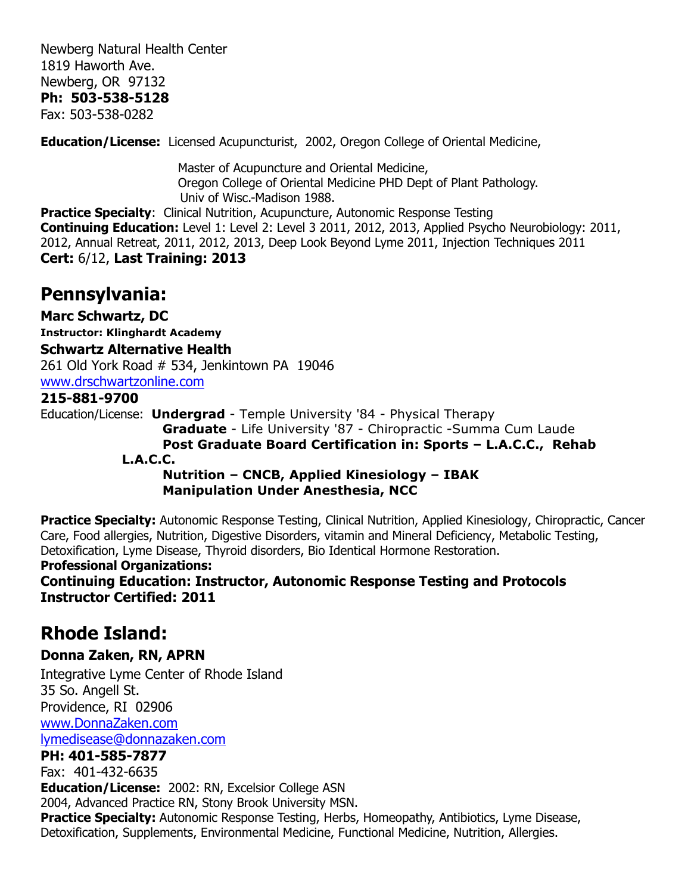Newberg Natural Health Center
1819 Haworth Ave.
Newberg, OR  97132
**Ph:  503-538-5128**
Fax: 503-538-0282

**Education/License:** Licensed Acupuncturist, 2002, Oregon College of Oriental Medicine,

Master of Acupuncture and Oriental Medicine,
Oregon College of Oriental Medicine PHD Dept of Plant Pathology.
Univ of Wisc.-Madison 1988.

**Practice Specialty**: Clinical Nutrition, Acupuncture, Autonomic Response Testing
**Continuing Education:** Level 1: Level 2: Level 3 2011, 2012, 2013, Applied Psycho Neurobiology: 2011, 2012, Annual Retreat, 2011, 2012, 2013, Deep Look Beyond Lyme 2011, Injection Techniques 2011
**Cert:** 6/12, **Last Training: 2013**

## Pennsylvania:

**Marc Schwartz, DC**
**Instructor: Klinghardt Academy**
**Schwartz Alternative Health**
261 Old York Road # 534, Jenkintown PA  19046
www.drschwartzonline.com
**215-881-9700**
Education/License: **Undergrad** - Temple University '84 - Physical Therapy
**Graduate** - Life University '87 - Chiropractic -Summa Cum Laude
**Post Graduate Board Certification in: Sports – L.A.C.C., Rehab L.A.C.C.**
**Nutrition – CNCB, Applied Kinesiology – IBAK**
**Manipulation Under Anesthesia, NCC**

**Practice Specialty:** Autonomic Response Testing, Clinical Nutrition, Applied Kinesiology, Chiropractic, Cancer Care, Food allergies, Nutrition, Digestive Disorders, vitamin and Mineral Deficiency, Metabolic Testing, Detoxification, Lyme Disease, Thyroid disorders, Bio Identical Hormone Restoration.
**Professional Organizations:**
**Continuing Education: Instructor, Autonomic Response Testing and Protocols**
**Instructor Certified: 2011**

## Rhode Island:

**Donna Zaken, RN, APRN**
Integrative Lyme Center of Rhode Island
35 So. Angell St.
Providence, RI  02906
www.DonnaZaken.com
lymedisease@donnazaken.com
**PH: 401-585-7877**
Fax: 401-432-6635
**Education/License:** 2002: RN, Excelsior College ASN
2004, Advanced Practice RN, Stony Brook University MSN.
**Practice Specialty:** Autonomic Response Testing, Herbs, Homeopathy, Antibiotics, Lyme Disease, Detoxification, Supplements, Environmental Medicine, Functional Medicine, Nutrition, Allergies.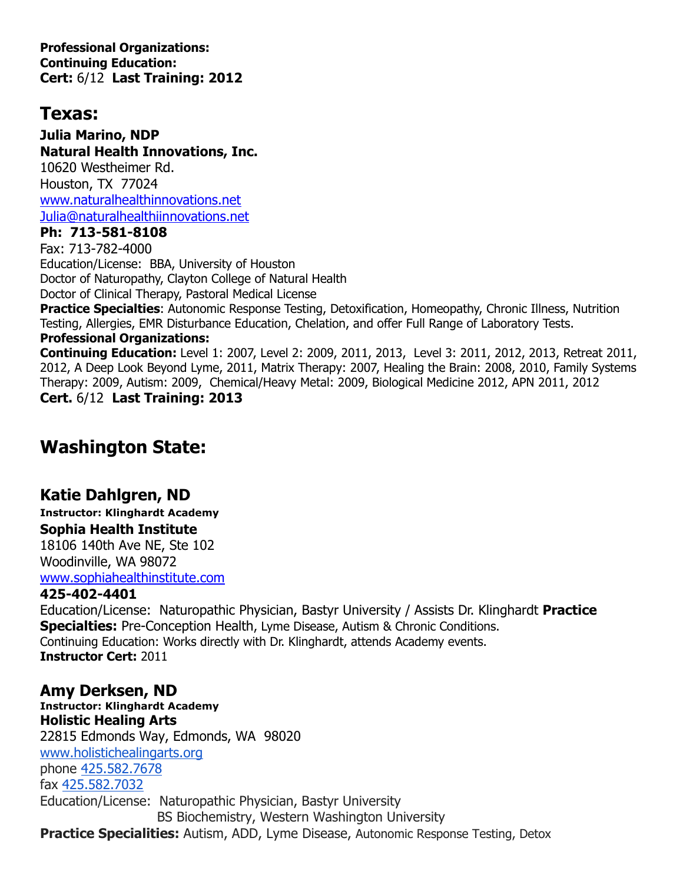**Professional Organizations:**
**Continuing Education:**
**Cert:** 6/12 **Last Training: 2012**

## Texas:

**Julia Marino, NDP**
**Natural Health Innovations, Inc.**
10620 Westheimer Rd.
Houston, TX 77024
www.naturalhealthinnovations.net
Julia@naturalhealthiinnovations.net
**Ph: 713-581-8108**
Fax: 713-782-4000
Education/License: BBA, University of Houston
Doctor of Naturopathy, Clayton College of Natural Health
Doctor of Clinical Therapy, Pastoral Medical License
**Practice Specialties**: Autonomic Response Testing, Detoxification, Homeopathy, Chronic Illness, Nutrition Testing, Allergies, EMR Disturbance Education, Chelation, and offer Full Range of Laboratory Tests.
**Professional Organizations:**
**Continuing Education:** Level 1: 2007, Level 2: 2009, 2011, 2013, Level 3: 2011, 2012, 2013, Retreat 2011, 2012, A Deep Look Beyond Lyme, 2011, Matrix Therapy: 2007, Healing the Brain: 2008, 2010, Family Systems Therapy: 2009, Autism: 2009, Chemical/Heavy Metal: 2009, Biological Medicine 2012, APN 2011, 2012
**Cert.** 6/12 **Last Training: 2013**

## Washington State:

### Katie Dahlgren, ND

**Instructor: Klinghardt Academy**
**Sophia Health Institute**
18106 140th Ave NE, Ste 102
Woodinville, WA 98072
www.sophiahealthinstitute.com
**425-402-4401**
Education/License: Naturopathic Physician, Bastyr University / Assists Dr. Klinghardt **Practice Specialties:** Pre-Conception Health, Lyme Disease, Autism & Chronic Conditions.
Continuing Education: Works directly with Dr. Klinghardt, attends Academy events.
**Instructor Cert:** 2011

### Amy Derksen, ND

**Instructor: Klinghardt Academy**
**Holistic Healing Arts**
22815 Edmonds Way, Edmonds, WA 98020
www.holistichealingarts.org
phone 425.582.7678
fax 425.582.7032
Education/License: Naturopathic Physician, Bastyr University
BS Biochemistry, Western Washington University
**Practice Specialities:** Autism, ADD, Lyme Disease, Autonomic Response Testing, Detox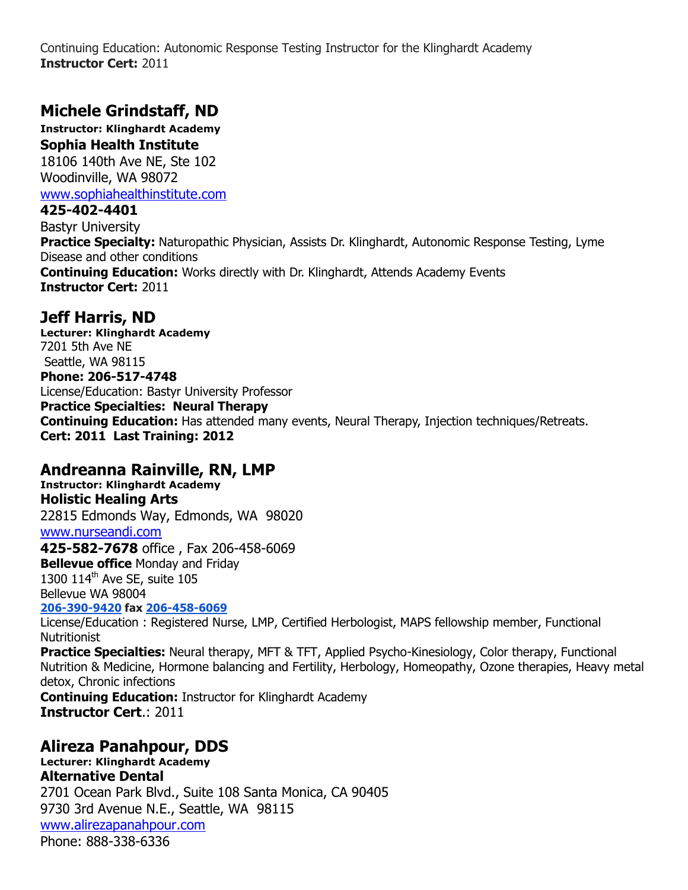Continuing Education: Autonomic Response Testing Instructor for the Klinghardt Academy
**Instructor Cert:** 2011

## Michele Grindstaff, ND

**Instructor: Klinghardt Academy**
**Sophia Health Institute**
18106 140th Ave NE, Ste 102
Woodinville, WA 98072
www.sophiahealthinstitute.com
**425-402-4401**
Bastyr University
**Practice Specialty:** Naturopathic Physician, Assists Dr. Klinghardt, Autonomic Response Testing, Lyme Disease and other conditions
**Continuing Education:** Works directly with Dr. Klinghardt, Attends Academy Events
**Instructor Cert:** 2011

## Jeff Harris, ND

**Lecturer: Klinghardt Academy**
7201 5th Ave NE
Seattle, WA 98115
**Phone: 206-517-4748**
License/Education: Bastyr University Professor
**Practice Specialties: Neural Therapy**
**Continuing Education:** Has attended many events, Neural Therapy, Injection techniques/Retreats.
**Cert: 2011 Last Training: 2012**

## Andreanna Rainville, RN, LMP

**Instructor: Klinghardt Academy**
**Holistic Healing Arts**
22815 Edmonds Way, Edmonds, WA 98020
www.nurseandi.com
**425-582-7678** office , Fax 206-458-6069
**Bellevue office** Monday and Friday
1300 114th Ave SE, suite 105
Bellevue WA 98004
**206-390-9420 fax 206-458-6069**
License/Education : Registered Nurse, LMP, Certified Herbologist, MAPS fellowship member, Functional Nutritionist
**Practice Specialties:** Neural therapy, MFT & TFT, Applied Psycho-Kinesiology, Color therapy, Functional Nutrition & Medicine, Hormone balancing and Fertility, Herbology, Homeopathy, Ozone therapies, Heavy metal detox, Chronic infections
**Continuing Education:** Instructor for Klinghardt Academy
**Instructor Cert**.: 2011

## Alireza Panahpour, DDS

**Lecturer: Klinghardt Academy**
**Alternative Dental**
2701 Ocean Park Blvd., Suite 108 Santa Monica, CA 90405
9730 3rd Avenue N.E., Seattle, WA 98115
www.alirezapanahpour.com
Phone: 888-338-6336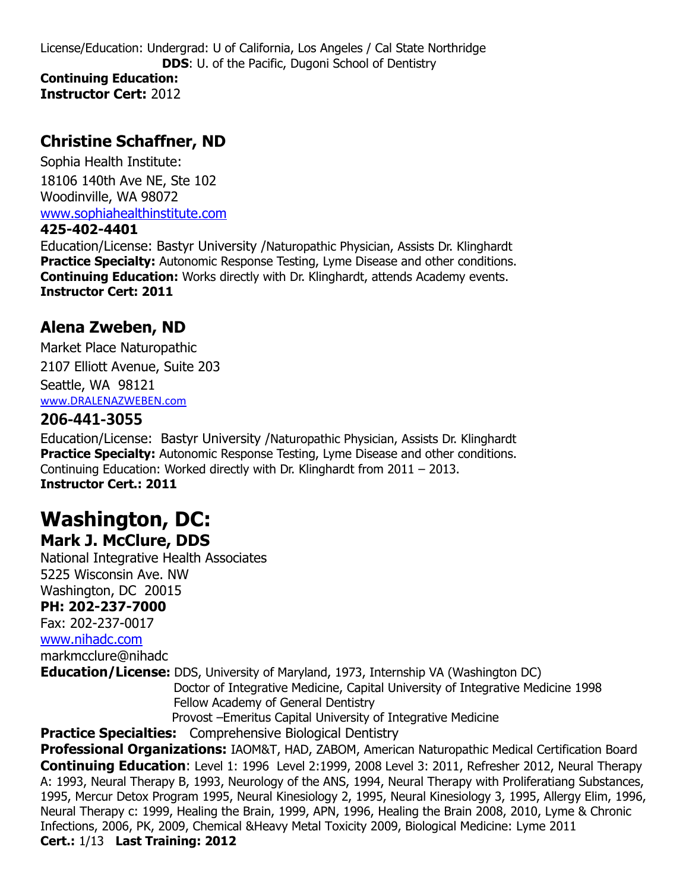License/Education: Undergrad: U of California, Los Angeles / Cal State Northridge
**DDS**: U. of the Pacific, Dugoni School of Dentistry
**Continuing Education:**
**Instructor Cert:** 2012

## Christine Schaffner, ND

Sophia Health Institute:
18106 140th Ave NE, Ste 102
Woodinville, WA 98072
www.sophiahealthinstitute.com
**425-402-4401**
Education/License: Bastyr University /Naturopathic Physician, Assists Dr. Klinghardt
**Practice Specialty:** Autonomic Response Testing, Lyme Disease and other conditions.
**Continuing Education:** Works directly with Dr. Klinghardt, attends Academy events.
**Instructor Cert: 2011**

## Alena Zweben, ND

Market Place Naturopathic
2107 Elliott Avenue, Suite 203
Seattle, WA 98121
www.DRALENAZWEBEN.com
**206-441-3055**
Education/License: Bastyr University /Naturopathic Physician, Assists Dr. Klinghardt
**Practice Specialty:** Autonomic Response Testing, Lyme Disease and other conditions.
Continuing Education: Worked directly with Dr. Klinghardt from 2011 – 2013.
**Instructor Cert.: 2011**

# Washington, DC:

## Mark J. McClure, DDS

National Integrative Health Associates
5225 Wisconsin Ave. NW
Washington, DC 20015
**PH: 202-237-7000**
Fax: 202-237-0017
www.nihadc.com
markmcclure@nihadc
**Education/License:** DDS, University of Maryland, 1973, Internship VA (Washington DC)
Doctor of Integrative Medicine, Capital University of Integrative Medicine 1998
Fellow Academy of General Dentistry
Provost –Emeritus Capital University of Integrative Medicine
**Practice Specialties:** Comprehensive Biological Dentistry
**Professional Organizations:** IAOM&T, HAD, ZABOM, American Naturopathic Medical Certification Board
**Continuing Education**: Level 1: 1996 Level 2:1999, 2008 Level 3: 2011, Refresher 2012, Neural Therapy A: 1993, Neural Therapy B, 1993, Neurology of the ANS, 1994, Neural Therapy with Proliferatiang Substances, 1995, Mercur Detox Program 1995, Neural Kinesiology 2, 1995, Neural Kinesiology 3, 1995, Allergy Elim, 1996, Neural Therapy c: 1999, Healing the Brain, 1999, APN, 1996, Healing the Brain 2008, 2010, Lyme & Chronic Infections, 2006, PK, 2009, Chemical &Heavy Metal Toxicity 2009, Biological Medicine: Lyme 2011
**Cert.:** 1/13 **Last Training: 2012**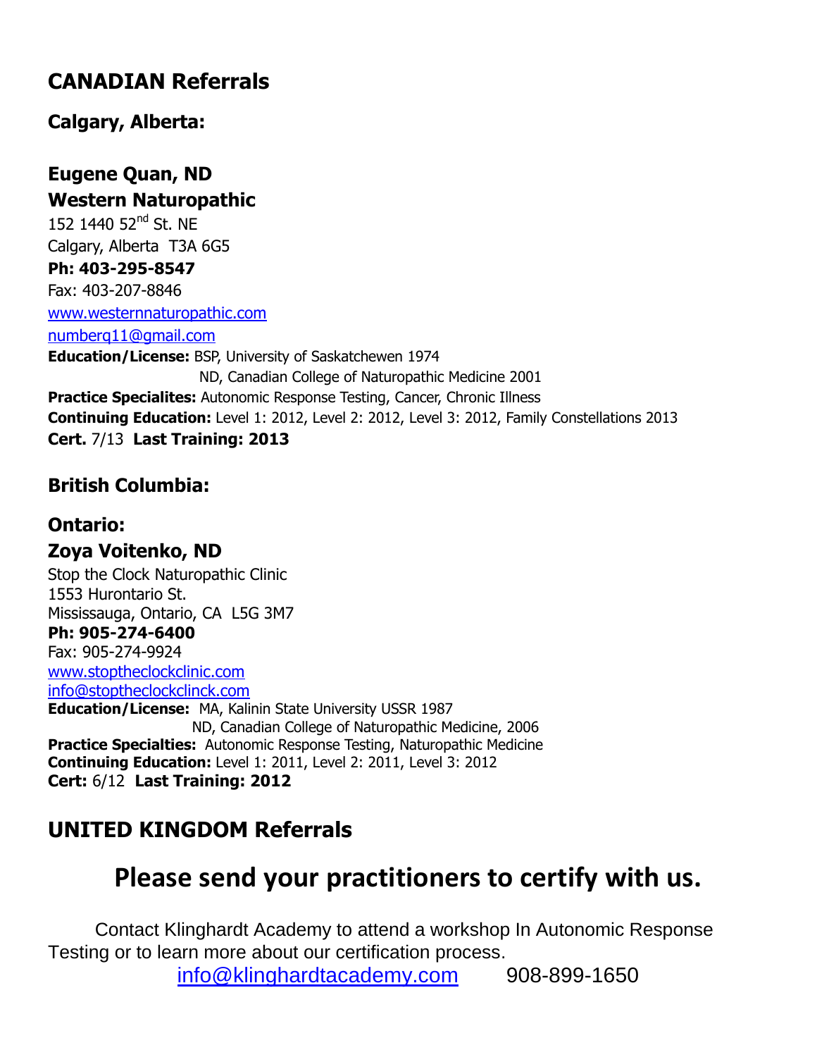## CANADIAN Referrals

### Calgary, Alberta:

**Eugene Quan, ND**
**Western Naturopathic**
152 1440 52nd St. NE
Calgary, Alberta  T3A 6G5
**Ph: 403-295-8547**
Fax: 403-207-8846
www.westernnaturopathic.com
numberq11@gmail.com
**Education/License:** BSP, University of Saskatchewen 1974
ND, Canadian College of Naturopathic Medicine 2001
**Practice Specialites:** Autonomic Response Testing, Cancer, Chronic Illness
**Continuing Education:** Level 1: 2012, Level 2: 2012, Level 3: 2012, Family Constellations 2013
**Cert.** 7/13  **Last Training: 2013**

### British Columbia:

### Ontario:

**Zoya Voitenko, ND**
Stop the Clock Naturopathic Clinic
1553 Hurontario St.
Mississauga, Ontario, CA  L5G 3M7
**Ph: 905-274-6400**
Fax: 905-274-9924
www.stoptheclockclinic.com
info@stoptheclockclinck.com
**Education/License:** MA, Kalinin State University USSR 1987
ND, Canadian College of Naturopathic Medicine, 2006
**Practice Specialties:** Autonomic Response Testing, Naturopathic Medicine
**Continuing Education:** Level 1: 2011, Level 2: 2011, Level 3: 2012
**Cert:** 6/12  **Last Training: 2012**

## UNITED KINGDOM Referrals

## Please send your practitioners to certify with us.

Contact Klinghardt Academy to attend a workshop In Autonomic Response Testing or to learn more about our certification process.

info@klinghardtacademy.com        908-899-1650